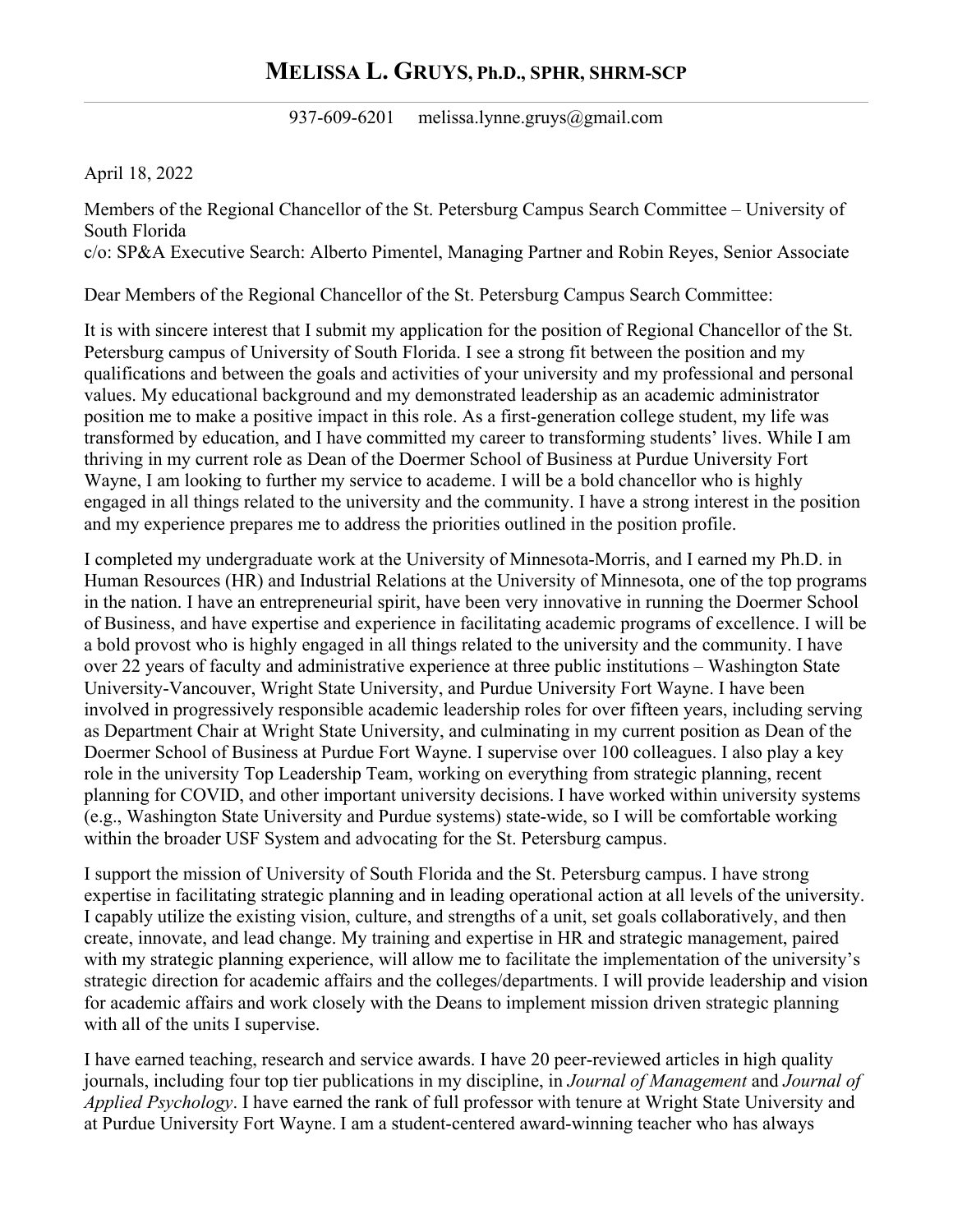# MELISSA L. GRUYS, Ph.D., SPHR, SHRM-SCP

937-609-6201 melissa.lynne.gruys@gmail.com

April 18, 2022

Members of the Regional Chancellor of the St. Petersburg Campus Search Committee – University of South Florida
c/o: SP&A Executive Search: Alberto Pimentel, Managing Partner and Robin Reyes, Senior Associate

Dear Members of the Regional Chancellor of the St. Petersburg Campus Search Committee:

It is with sincere interest that I submit my application for the position of Regional Chancellor of the St. Petersburg campus of University of South Florida. I see a strong fit between the position and my qualifications and between the goals and activities of your university and my professional and personal values. My educational background and my demonstrated leadership as an academic administrator position me to make a positive impact in this role. As a first-generation college student, my life was transformed by education, and I have committed my career to transforming students' lives. While I am thriving in my current role as Dean of the Doermer School of Business at Purdue University Fort Wayne, I am looking to further my service to academe. I will be a bold chancellor who is highly engaged in all things related to the university and the community. I have a strong interest in the position and my experience prepares me to address the priorities outlined in the position profile.

I completed my undergraduate work at the University of Minnesota-Morris, and I earned my Ph.D. in Human Resources (HR) and Industrial Relations at the University of Minnesota, one of the top programs in the nation. I have an entrepreneurial spirit, have been very innovative in running the Doermer School of Business, and have expertise and experience in facilitating academic programs of excellence. I will be a bold provost who is highly engaged in all things related to the university and the community. I have over 22 years of faculty and administrative experience at three public institutions – Washington State University-Vancouver, Wright State University, and Purdue University Fort Wayne. I have been involved in progressively responsible academic leadership roles for over fifteen years, including serving as Department Chair at Wright State University, and culminating in my current position as Dean of the Doermer School of Business at Purdue Fort Wayne. I supervise over 100 colleagues. I also play a key role in the university Top Leadership Team, working on everything from strategic planning, recent planning for COVID, and other important university decisions. I have worked within university systems (e.g., Washington State University and Purdue systems) state-wide, so I will be comfortable working within the broader USF System and advocating for the St. Petersburg campus.

I support the mission of University of South Florida and the St. Petersburg campus. I have strong expertise in facilitating strategic planning and in leading operational action at all levels of the university. I capably utilize the existing vision, culture, and strengths of a unit, set goals collaboratively, and then create, innovate, and lead change. My training and expertise in HR and strategic management, paired with my strategic planning experience, will allow me to facilitate the implementation of the university's strategic direction for academic affairs and the colleges/departments. I will provide leadership and vision for academic affairs and work closely with the Deans to implement mission driven strategic planning with all of the units I supervise.

I have earned teaching, research and service awards. I have 20 peer-reviewed articles in high quality journals, including four top tier publications in my discipline, in *Journal of Management* and *Journal of Applied Psychology*. I have earned the rank of full professor with tenure at Wright State University and at Purdue University Fort Wayne. I am a student-centered award-winning teacher who has always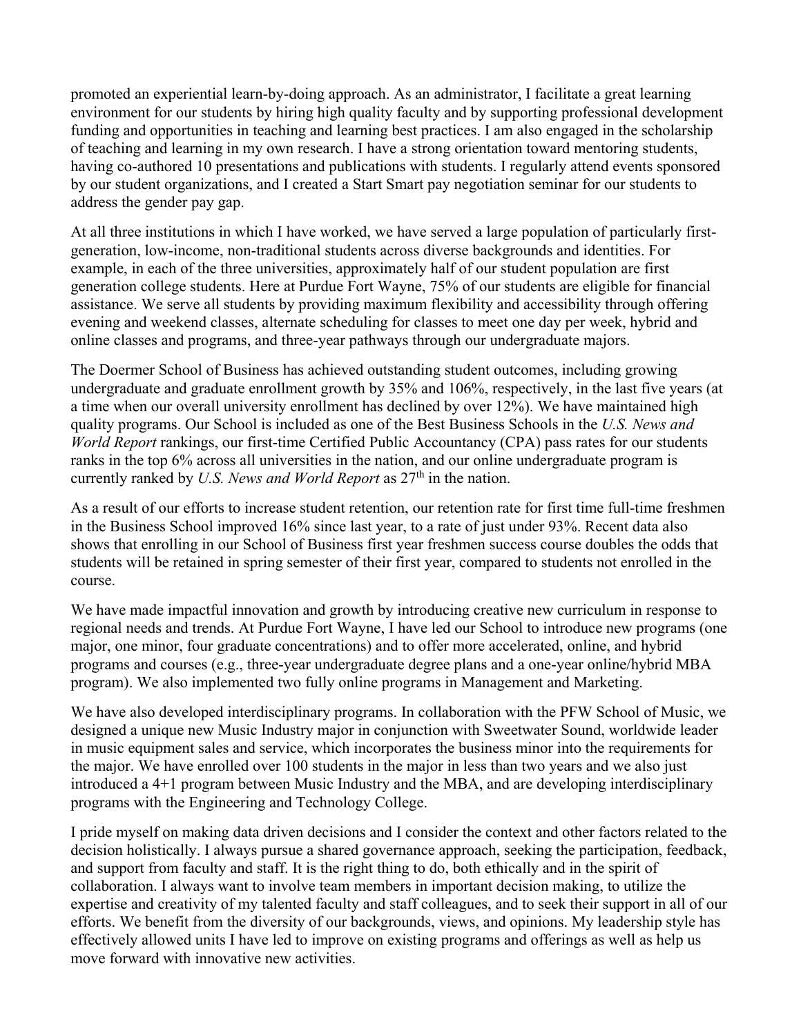promoted an experiential learn-by-doing approach. As an administrator, I facilitate a great learning environment for our students by hiring high quality faculty and by supporting professional development funding and opportunities in teaching and learning best practices. I am also engaged in the scholarship of teaching and learning in my own research. I have a strong orientation toward mentoring students, having co-authored 10 presentations and publications with students. I regularly attend events sponsored by our student organizations, and I created a Start Smart pay negotiation seminar for our students to address the gender pay gap.

At all three institutions in which I have worked, we have served a large population of particularly first-generation, low-income, non-traditional students across diverse backgrounds and identities. For example, in each of the three universities, approximately half of our student population are first generation college students. Here at Purdue Fort Wayne, 75% of our students are eligible for financial assistance. We serve all students by providing maximum flexibility and accessibility through offering evening and weekend classes, alternate scheduling for classes to meet one day per week, hybrid and online classes and programs, and three-year pathways through our undergraduate majors.

The Doermer School of Business has achieved outstanding student outcomes, including growing undergraduate and graduate enrollment growth by 35% and 106%, respectively, in the last five years (at a time when our overall university enrollment has declined by over 12%). We have maintained high quality programs. Our School is included as one of the Best Business Schools in the *U.S. News and World Report* rankings, our first-time Certified Public Accountancy (CPA) pass rates for our students ranks in the top 6% across all universities in the nation, and our online undergraduate program is currently ranked by *U.S. News and World Report* as 27th in the nation.

As a result of our efforts to increase student retention, our retention rate for first time full-time freshmen in the Business School improved 16% since last year, to a rate of just under 93%. Recent data also shows that enrolling in our School of Business first year freshmen success course doubles the odds that students will be retained in spring semester of their first year, compared to students not enrolled in the course.

We have made impactful innovation and growth by introducing creative new curriculum in response to regional needs and trends. At Purdue Fort Wayne, I have led our School to introduce new programs (one major, one minor, four graduate concentrations) and to offer more accelerated, online, and hybrid programs and courses (e.g., three-year undergraduate degree plans and a one-year online/hybrid MBA program). We also implemented two fully online programs in Management and Marketing.

We have also developed interdisciplinary programs. In collaboration with the PFW School of Music, we designed a unique new Music Industry major in conjunction with Sweetwater Sound, worldwide leader in music equipment sales and service, which incorporates the business minor into the requirements for the major. We have enrolled over 100 students in the major in less than two years and we also just introduced a 4+1 program between Music Industry and the MBA, and are developing interdisciplinary programs with the Engineering and Technology College.

I pride myself on making data driven decisions and I consider the context and other factors related to the decision holistically. I always pursue a shared governance approach, seeking the participation, feedback, and support from faculty and staff. It is the right thing to do, both ethically and in the spirit of collaboration. I always want to involve team members in important decision making, to utilize the expertise and creativity of my talented faculty and staff colleagues, and to seek their support in all of our efforts. We benefit from the diversity of our backgrounds, views, and opinions. My leadership style has effectively allowed units I have led to improve on existing programs and offerings as well as help us move forward with innovative new activities.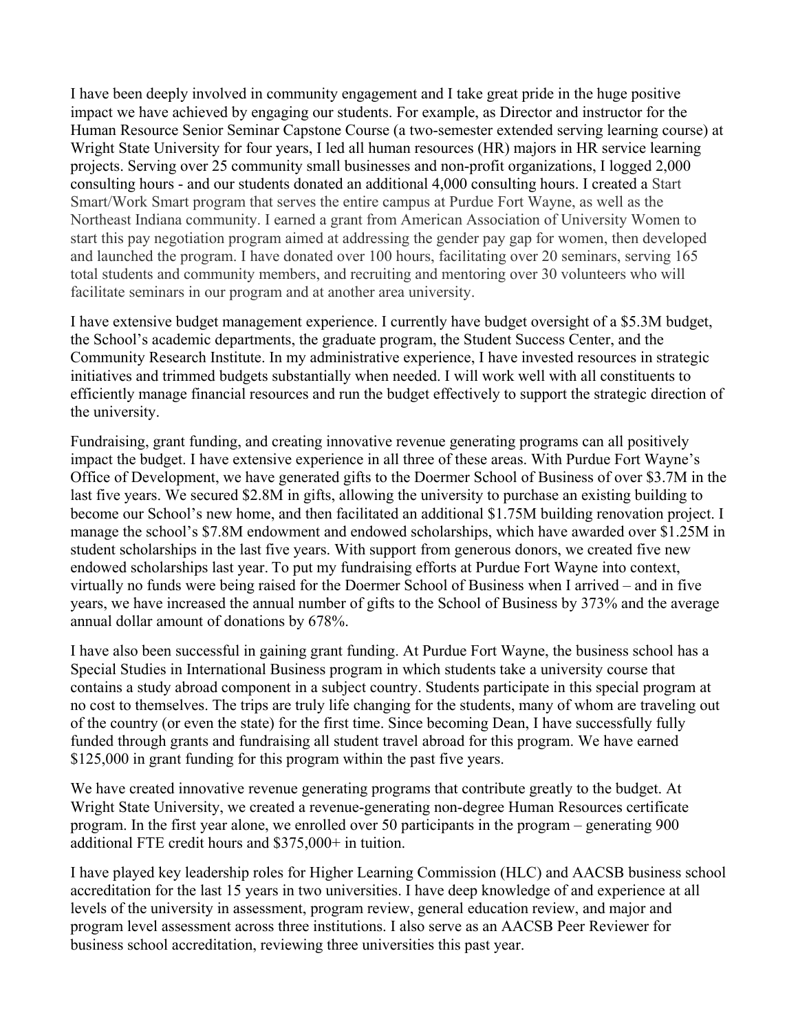I have been deeply involved in community engagement and I take great pride in the huge positive impact we have achieved by engaging our students. For example, as Director and instructor for the Human Resource Senior Seminar Capstone Course (a two-semester extended serving learning course) at Wright State University for four years, I led all human resources (HR) majors in HR service learning projects. Serving over 25 community small businesses and non-profit organizations, I logged 2,000 consulting hours - and our students donated an additional 4,000 consulting hours. I created a Start Smart/Work Smart program that serves the entire campus at Purdue Fort Wayne, as well as the Northeast Indiana community. I earned a grant from American Association of University Women to start this pay negotiation program aimed at addressing the gender pay gap for women, then developed and launched the program. I have donated over 100 hours, facilitating over 20 seminars, serving 165 total students and community members, and recruiting and mentoring over 30 volunteers who will facilitate seminars in our program and at another area university.

I have extensive budget management experience. I currently have budget oversight of a $5.3M budget, the School's academic departments, the graduate program, the Student Success Center, and the Community Research Institute. In my administrative experience, I have invested resources in strategic initiatives and trimmed budgets substantially when needed. I will work well with all constituents to efficiently manage financial resources and run the budget effectively to support the strategic direction of the university.

Fundraising, grant funding, and creating innovative revenue generating programs can all positively impact the budget. I have extensive experience in all three of these areas. With Purdue Fort Wayne's Office of Development, we have generated gifts to the Doermer School of Business of over $3.7M in the last five years. We secured $2.8M in gifts, allowing the university to purchase an existing building to become our School's new home, and then facilitated an additional $1.75M building renovation project. I manage the school's $7.8M endowment and endowed scholarships, which have awarded over $1.25M in student scholarships in the last five years. With support from generous donors, we created five new endowed scholarships last year. To put my fundraising efforts at Purdue Fort Wayne into context, virtually no funds were being raised for the Doermer School of Business when I arrived – and in five years, we have increased the annual number of gifts to the School of Business by 373% and the average annual dollar amount of donations by 678%.

I have also been successful in gaining grant funding. At Purdue Fort Wayne, the business school has a Special Studies in International Business program in which students take a university course that contains a study abroad component in a subject country. Students participate in this special program at no cost to themselves. The trips are truly life changing for the students, many of whom are traveling out of the country (or even the state) for the first time. Since becoming Dean, I have successfully fully funded through grants and fundraising all student travel abroad for this program. We have earned $125,000 in grant funding for this program within the past five years.

We have created innovative revenue generating programs that contribute greatly to the budget. At Wright State University, we created a revenue-generating non-degree Human Resources certificate program. In the first year alone, we enrolled over 50 participants in the program – generating 900 additional FTE credit hours and $375,000+ in tuition.

I have played key leadership roles for Higher Learning Commission (HLC) and AACSB business school accreditation for the last 15 years in two universities. I have deep knowledge of and experience at all levels of the university in assessment, program review, general education review, and major and program level assessment across three institutions. I also serve as an AACSB Peer Reviewer for business school accreditation, reviewing three universities this past year.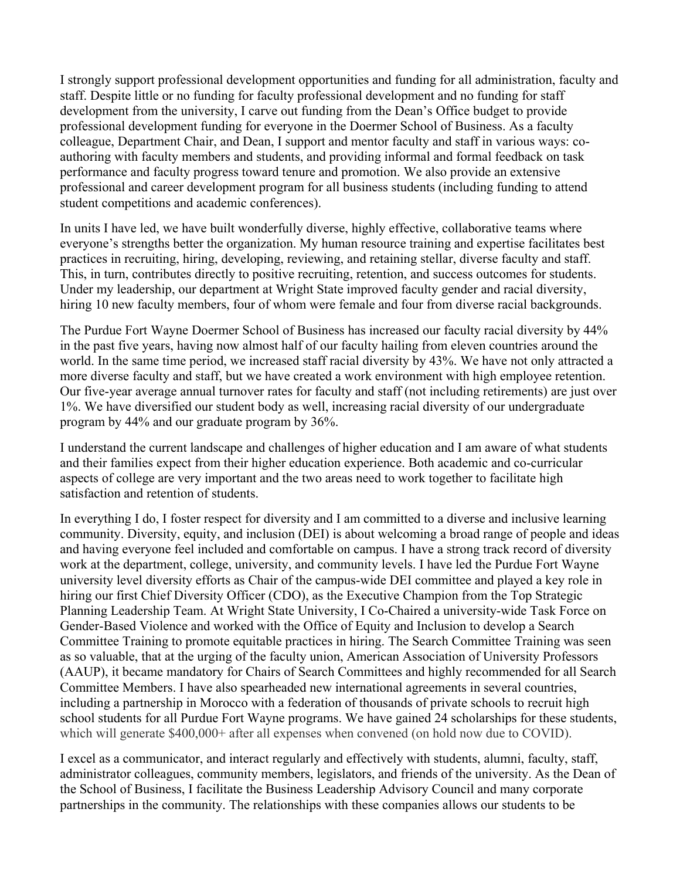I strongly support professional development opportunities and funding for all administration, faculty and staff. Despite little or no funding for faculty professional development and no funding for staff development from the university, I carve out funding from the Dean's Office budget to provide professional development funding for everyone in the Doermer School of Business. As a faculty colleague, Department Chair, and Dean, I support and mentor faculty and staff in various ways: co-authoring with faculty members and students, and providing informal and formal feedback on task performance and faculty progress toward tenure and promotion. We also provide an extensive professional and career development program for all business students (including funding to attend student competitions and academic conferences).

In units I have led, we have built wonderfully diverse, highly effective, collaborative teams where everyone's strengths better the organization. My human resource training and expertise facilitates best practices in recruiting, hiring, developing, reviewing, and retaining stellar, diverse faculty and staff. This, in turn, contributes directly to positive recruiting, retention, and success outcomes for students. Under my leadership, our department at Wright State improved faculty gender and racial diversity, hiring 10 new faculty members, four of whom were female and four from diverse racial backgrounds.

The Purdue Fort Wayne Doermer School of Business has increased our faculty racial diversity by 44% in the past five years, having now almost half of our faculty hailing from eleven countries around the world. In the same time period, we increased staff racial diversity by 43%. We have not only attracted a more diverse faculty and staff, but we have created a work environment with high employee retention. Our five-year average annual turnover rates for faculty and staff (not including retirements) are just over 1%. We have diversified our student body as well, increasing racial diversity of our undergraduate program by 44% and our graduate program by 36%.

I understand the current landscape and challenges of higher education and I am aware of what students and their families expect from their higher education experience. Both academic and co-curricular aspects of college are very important and the two areas need to work together to facilitate high satisfaction and retention of students.

In everything I do, I foster respect for diversity and I am committed to a diverse and inclusive learning community. Diversity, equity, and inclusion (DEI) is about welcoming a broad range of people and ideas and having everyone feel included and comfortable on campus. I have a strong track record of diversity work at the department, college, university, and community levels. I have led the Purdue Fort Wayne university level diversity efforts as Chair of the campus-wide DEI committee and played a key role in hiring our first Chief Diversity Officer (CDO), as the Executive Champion from the Top Strategic Planning Leadership Team. At Wright State University, I Co-Chaired a university-wide Task Force on Gender-Based Violence and worked with the Office of Equity and Inclusion to develop a Search Committee Training to promote equitable practices in hiring. The Search Committee Training was seen as so valuable, that at the urging of the faculty union, American Association of University Professors (AAUP), it became mandatory for Chairs of Search Committees and highly recommended for all Search Committee Members. I have also spearheaded new international agreements in several countries, including a partnership in Morocco with a federation of thousands of private schools to recruit high school students for all Purdue Fort Wayne programs. We have gained 24 scholarships for these students, which will generate $400,000+ after all expenses when convened (on hold now due to COVID).

I excel as a communicator, and interact regularly and effectively with students, alumni, faculty, staff, administrator colleagues, community members, legislators, and friends of the university. As the Dean of the School of Business, I facilitate the Business Leadership Advisory Council and many corporate partnerships in the community. The relationships with these companies allows our students to be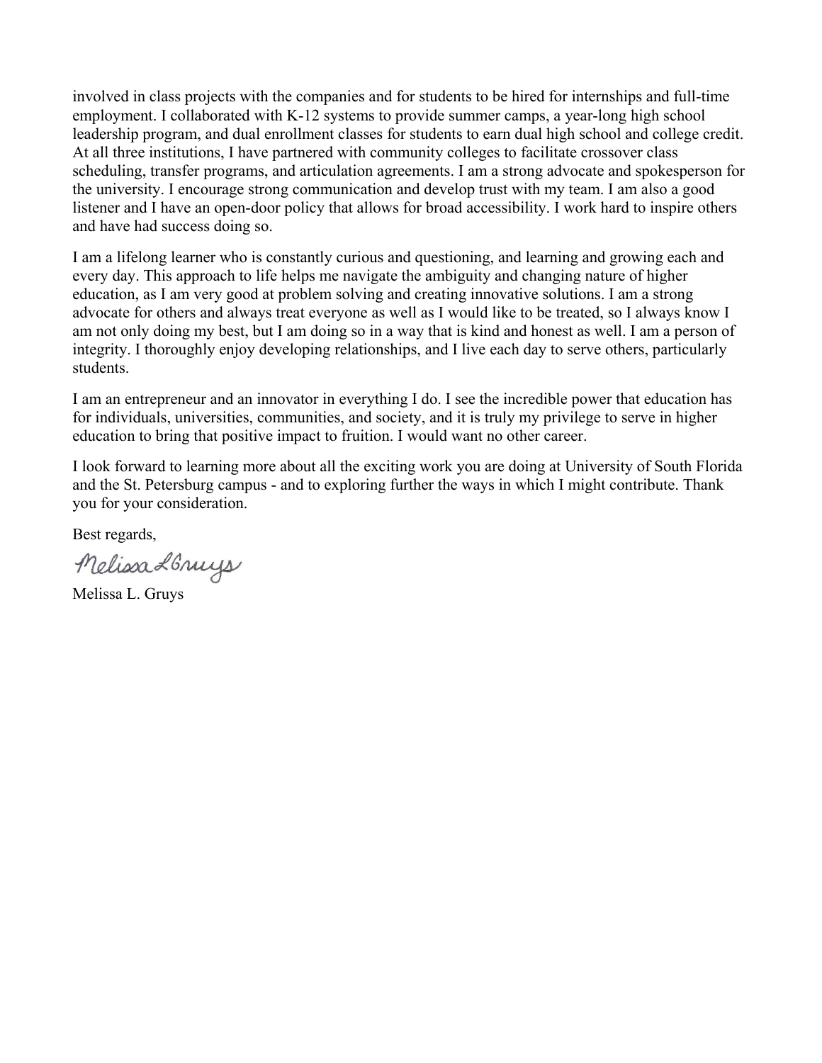involved in class projects with the companies and for students to be hired for internships and full-time employment. I collaborated with K-12 systems to provide summer camps, a year-long high school leadership program, and dual enrollment classes for students to earn dual high school and college credit. At all three institutions, I have partnered with community colleges to facilitate crossover class scheduling, transfer programs, and articulation agreements. I am a strong advocate and spokesperson for the university. I encourage strong communication and develop trust with my team. I am also a good listener and I have an open-door policy that allows for broad accessibility. I work hard to inspire others and have had success doing so.

I am a lifelong learner who is constantly curious and questioning, and learning and growing each and every day. This approach to life helps me navigate the ambiguity and changing nature of higher education, as I am very good at problem solving and creating innovative solutions. I am a strong advocate for others and always treat everyone as well as I would like to be treated, so I always know I am not only doing my best, but I am doing so in a way that is kind and honest as well. I am a person of integrity. I thoroughly enjoy developing relationships, and I live each day to serve others, particularly students.

I am an entrepreneur and an innovator in everything I do. I see the incredible power that education has for individuals, universities, communities, and society, and it is truly my privilege to serve in higher education to bring that positive impact to fruition. I would want no other career.

I look forward to learning more about all the exciting work you are doing at University of South Florida and the St. Petersburg campus - and to exploring further the ways in which I might contribute. Thank you for your consideration.

Best regards,

Melissa L Gruys

Melissa L. Gruys